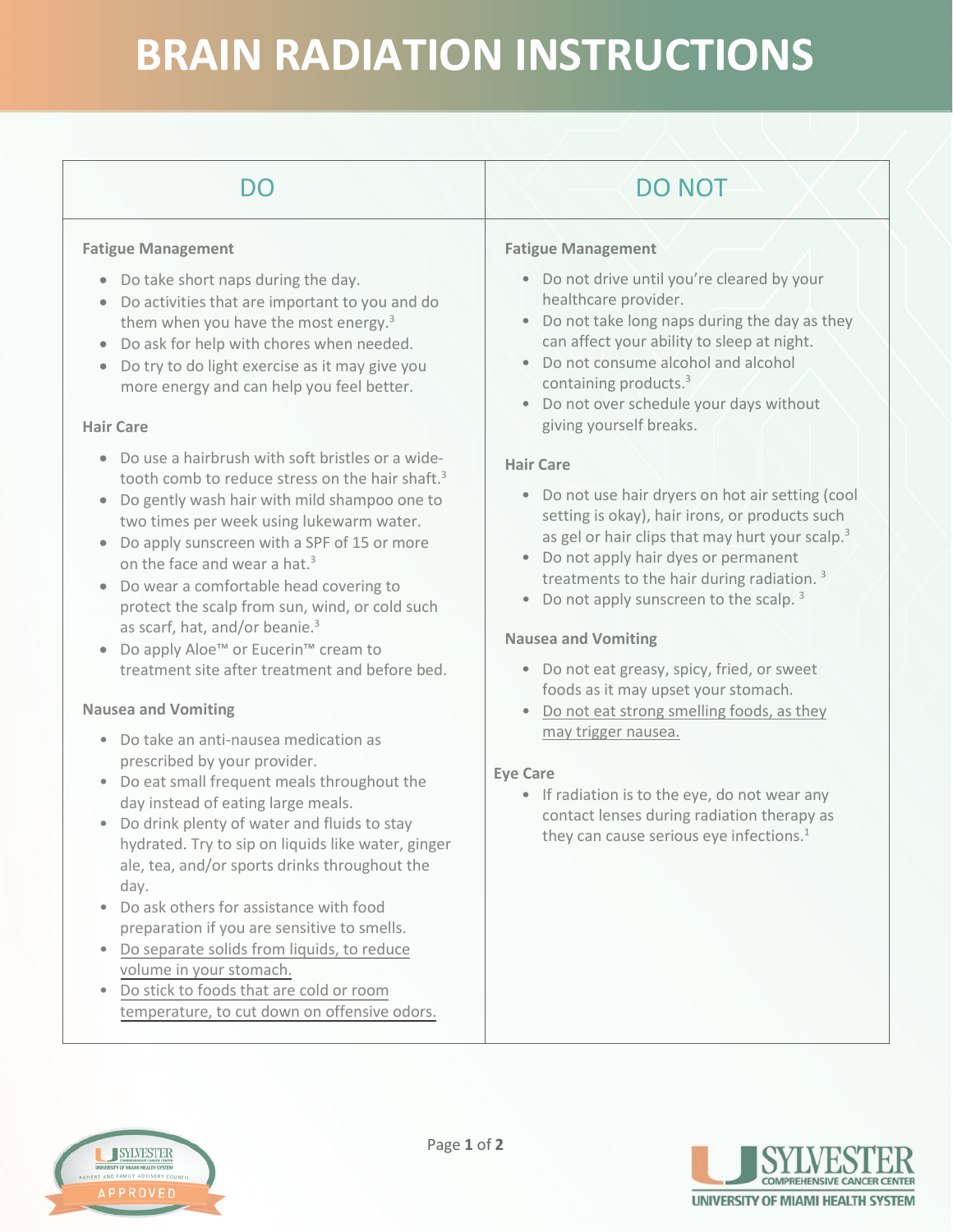# BRAIN RADIATION INSTRUCTIONS

## DO

**Fatigue Management**

- Do take short naps during the day.
- Do activities that are important to you and do them when you have the most energy.[3]
- Do ask for help with chores when needed.
- Do try to do light exercise as it may give you more energy and can help you feel better.

**Hair Care**

- Do use a hairbrush with soft bristles or a wide-tooth comb to reduce stress on the hair shaft.[3]
- Do gently wash hair with mild shampoo one to two times per week using lukewarm water.
- Do apply sunscreen with a SPF of 15 or more on the face and wear a hat.[3]
- Do wear a comfortable head covering to protect the scalp from sun, wind, or cold such as scarf, hat, and/or beanie.[3]
- Do apply Aloe™ or Eucerin™ cream to treatment site after treatment and before bed.

**Nausea and Vomiting**

- Do take an anti-nausea medication as prescribed by your provider.
- Do eat small frequent meals throughout the day instead of eating large meals.
- Do drink plenty of water and fluids to stay hydrated. Try to sip on liquids like water, ginger ale, tea, and/or sports drinks throughout the day.
- Do ask others for assistance with food preparation if you are sensitive to smells.
- Do separate solids from liquids, to reduce volume in your stomach.
- Do stick to foods that are cold or room temperature, to cut down on offensive odors.

## DO NOT

**Fatigue Management**

- Do not drive until you're cleared by your healthcare provider.
- Do not take long naps during the day as they can affect your ability to sleep at night.
- Do not consume alcohol and alcohol containing products.[3]
- Do not over schedule your days without giving yourself breaks.

**Hair Care**

- Do not use hair dryers on hot air setting (cool setting is okay), hair irons, or products such as gel or hair clips that may hurt your scalp.[3]
- Do not apply hair dyes or permanent treatments to the hair during radiation. [3]
- Do not apply sunscreen to the scalp. [3]

**Nausea and Vomiting**

- Do not eat greasy, spicy, fried, or sweet foods as it may upset your stomach.
- Do not eat strong smelling foods, as they may trigger nausea.

**Eye Care**

- If radiation is to the eye, do not wear any contact lenses during radiation therapy as they can cause serious eye infections.[1]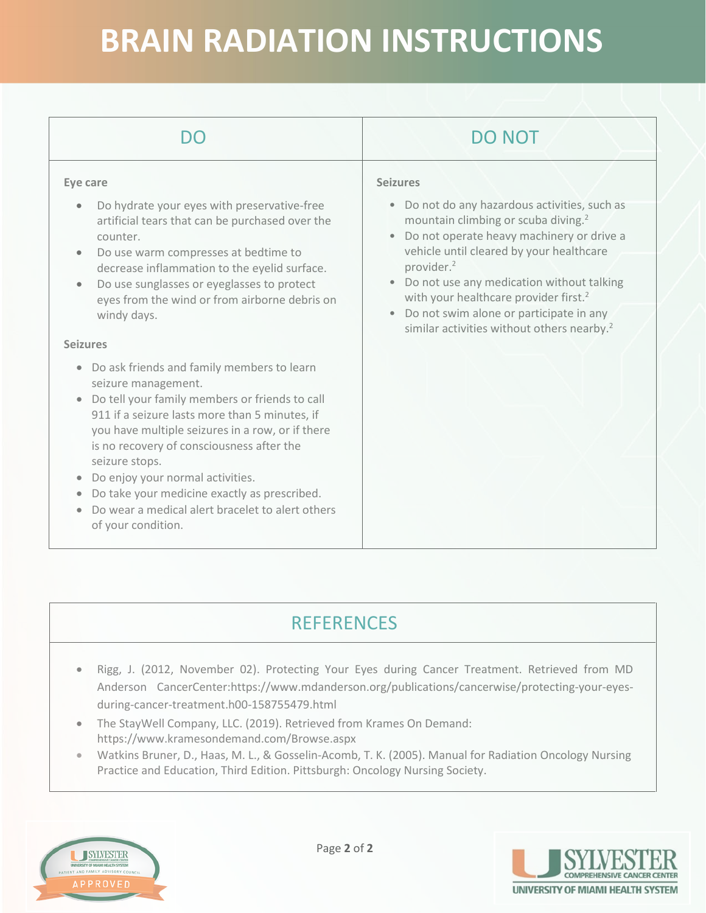# BRAIN RADIATION INSTRUCTIONS

## DO

**Eye care**

- Do hydrate your eyes with preservative-free artificial tears that can be purchased over the counter.
- Do use warm compresses at bedtime to decrease inflammation to the eyelid surface.
- Do use sunglasses or eyeglasses to protect eyes from the wind or from airborne debris on windy days.

**Seizures**

- Do ask friends and family members to learn seizure management.
- Do tell your family members or friends to call 911 if a seizure lasts more than 5 minutes, if you have multiple seizures in a row, or if there is no recovery of consciousness after the seizure stops.
- Do enjoy your normal activities.
- Do take your medicine exactly as prescribed.
- Do wear a medical alert bracelet to alert others of your condition.

## DO NOT

**Seizures**

- Do not do any hazardous activities, such as mountain climbing or scuba diving.[2]
- Do not operate heavy machinery or drive a vehicle until cleared by your healthcare provider.[2]
- Do not use any medication without talking with your healthcare provider first.[2]
- Do not swim alone or participate in any similar activities without others nearby.[2]

## REFERENCES

- Rigg, J. (2012, November 02). Protecting Your Eyes during Cancer Treatment. Retrieved from MD Anderson CancerCenter:https://www.mdanderson.org/publications/cancerwise/protecting-your-eyes-during-cancer-treatment.h00-158755479.html
- The StayWell Company, LLC. (2019). Retrieved from Krames On Demand: https://www.kramesondemand.com/Browse.aspx
- Watkins Bruner, D., Haas, M. L., & Gosselin-Acomb, T. K. (2005). Manual for Radiation Oncology Nursing Practice and Education, Third Edition. Pittsburgh: Oncology Nursing Society.